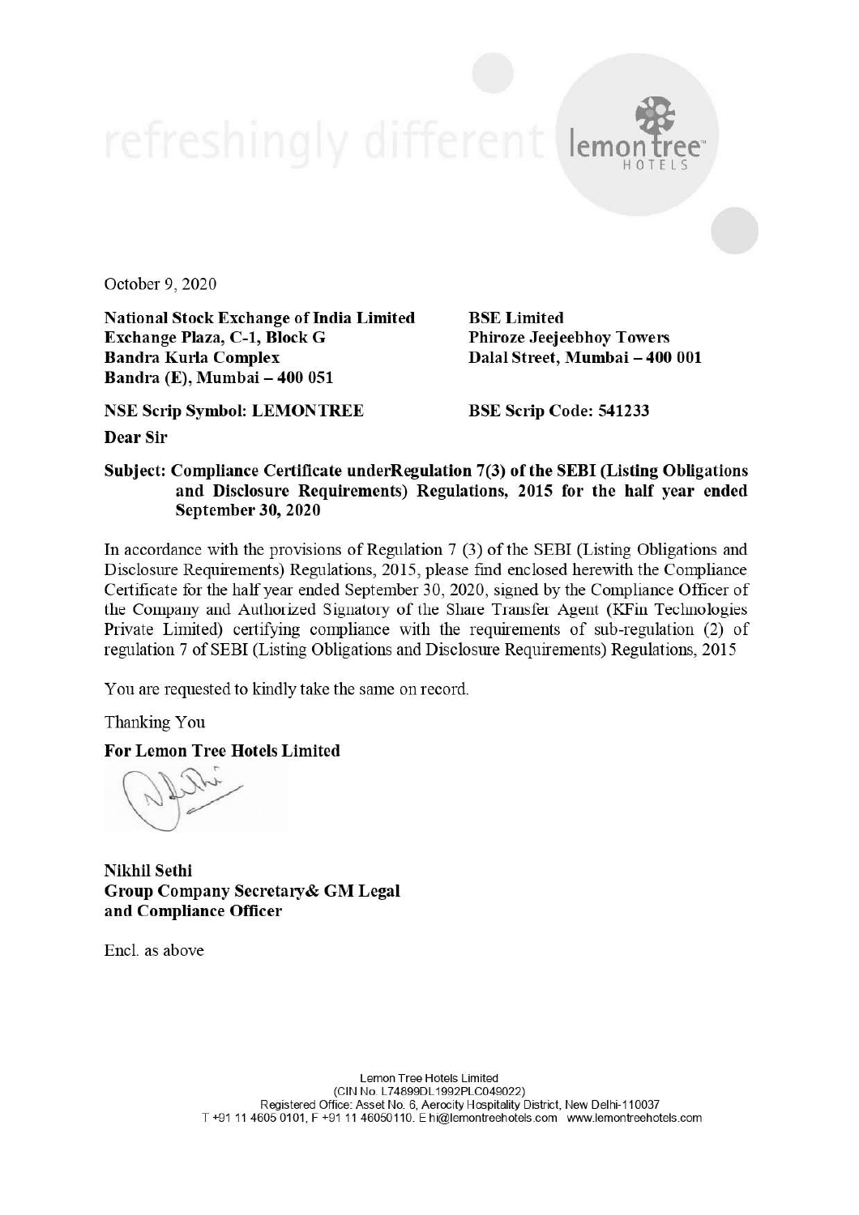October 9, 2020

**National Stock Exchange of India Limited**
**Exchange Plaza, C-1, Block G**
**Bandra Kurla Complex**
**Bandra (E), Mumbai – 400 051**

**BSE Limited**
**Phiroze Jeejeebhoy Towers**
**Dalal Street, Mumbai – 400 001**

**NSE Scrip Symbol: LEMONTREE**

**BSE Scrip Code: 541233**

**Dear Sir**

**Subject: Compliance Certificate underRegulation 7(3) of the SEBI (Listing Obligations and Disclosure Requirements) Regulations, 2015 for the half year ended September 30, 2020**

In accordance with the provisions of Regulation 7 (3) of the SEBI (Listing Obligations and Disclosure Requirements) Regulations, 2015, please find enclosed herewith the Compliance Certificate for the half year ended September 30, 2020, signed by the Compliance Officer of the Company and Authorized Signatory of the Share Transfer Agent (KFin Technologies Private Limited) certifying compliance with the requirements of sub-regulation (2) of regulation 7 of SEBI (Listing Obligations and Disclosure Requirements) Regulations, 2015

You are requested to kindly take the same on record.

Thanking You

**For Lemon Tree Hotels Limited**

**Nikhil Sethi**
**Group Company Secretary& GM Legal**
**and Compliance Officer**

Encl. as above

Lemon Tree Hotels Limited
(CIN No. L74899DL1992PLC049022)
Registered Office: Asset No. 6, Aerocity Hospitality District, New Delhi-110037
T +91 11 4605 0101, F +91 11 46050110. E hi@lemontreehotels.com www.lemontreehotels.com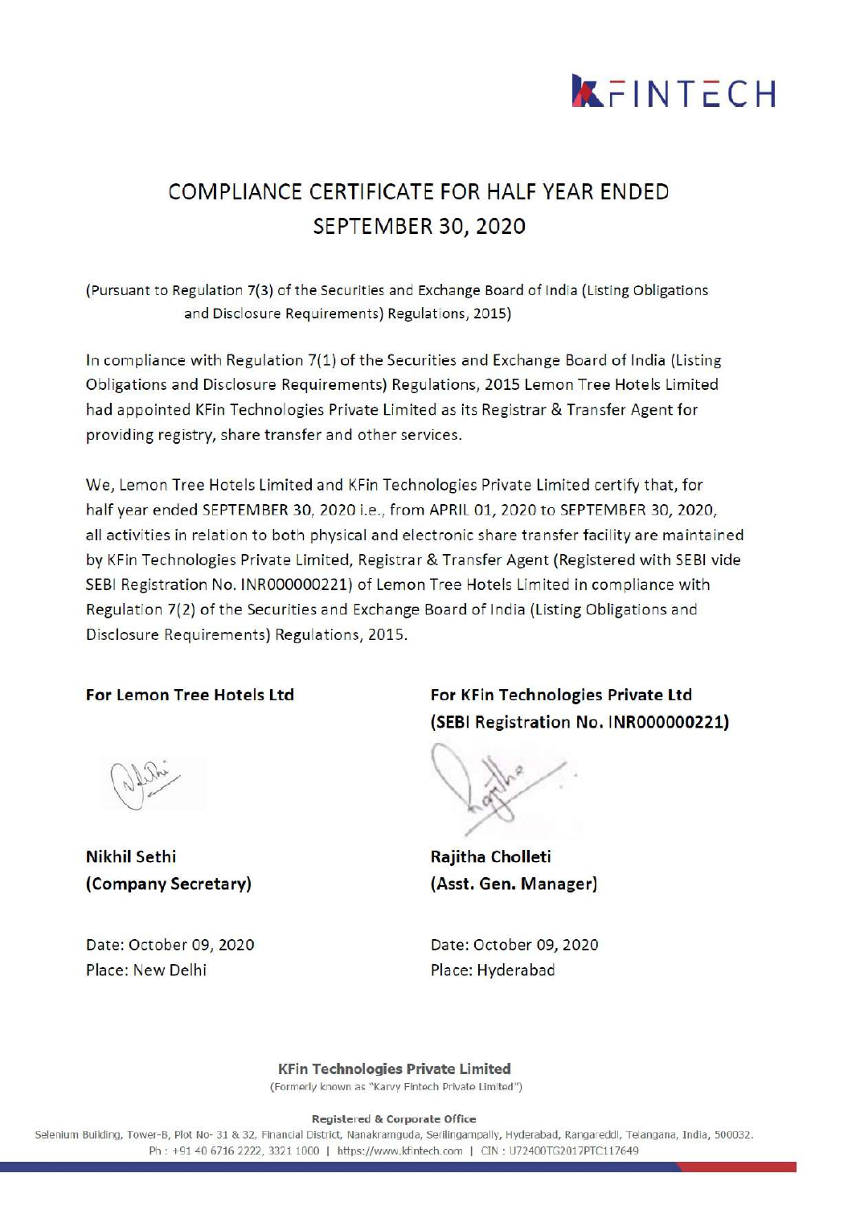# COMPLIANCE CERTIFICATE FOR HALF YEAR ENDED SEPTEMBER 30, 2020

(Pursuant to Regulation 7(3) of the Securities and Exchange Board of India (Listing Obligations and Disclosure Requirements) Regulations, 2015)

In compliance with Regulation 7(1) of the Securities and Exchange Board of India (Listing Obligations and Disclosure Requirements) Regulations, 2015 Lemon Tree Hotels Limited had appointed KFin Technologies Private Limited as its Registrar & Transfer Agent for providing registry, share transfer and other services.

We, Lemon Tree Hotels Limited and KFin Technologies Private Limited certify that, for half year ended SEPTEMBER 30, 2020 i.e., from APRIL 01, 2020 to SEPTEMBER 30, 2020, all activities in relation to both physical and electronic share transfer facility are maintained by KFin Technologies Private Limited, Registrar & Transfer Agent (Registered with SEBI vide SEBI Registration No. INR000000221) of Lemon Tree Hotels Limited in compliance with Regulation 7(2) of the Securities and Exchange Board of India (Listing Obligations and Disclosure Requirements) Regulations, 2015.

**For Lemon Tree Hotels Ltd**

**Nikhil Sethi**
**(Company Secretary)**

Date: October 09, 2020
Place: New Delhi

**For KFin Technologies Private Ltd**
**(SEBI Registration No. INR000000221)**

**Rajitha Cholleti**
**(Asst. Gen. Manager)**

Date: October 09, 2020
Place: Hyderabad